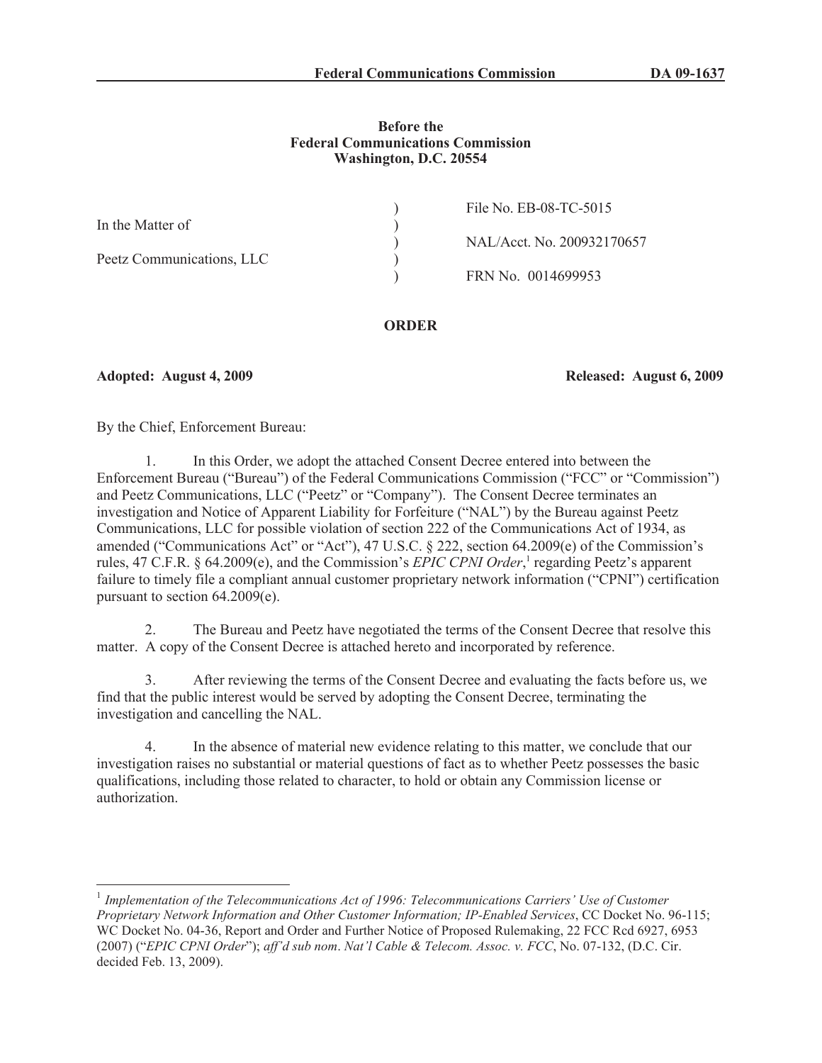**Federal Communications Commission DA 09-1637**

**Before the**
**Federal Communications Commission**
**Washington, D.C. 20554**

| | | |
|---|---|---|
| In the Matter of | ) | File No. EB-08-TC-5015 |
| | ) | |
| Peetz Communications, LLC | ) | NAL/Acct. No. 200932170657 |
| | ) | |
| | ) | FRN No. 0014699953 |

**ORDER**

**Adopted: August 4, 2009** **Released: August 6, 2009**

By the Chief, Enforcement Bureau:

1. In this Order, we adopt the attached Consent Decree entered into between the Enforcement Bureau ("Bureau") of the Federal Communications Commission ("FCC" or "Commission") and Peetz Communications, LLC ("Peetz" or "Company"). The Consent Decree terminates an investigation and Notice of Apparent Liability for Forfeiture ("NAL") by the Bureau against Peetz Communications, LLC for possible violation of section 222 of the Communications Act of 1934, as amended ("Communications Act" or "Act"), 47 U.S.C. § 222, section 64.2009(e) of the Commission's rules, 47 C.F.R. § 64.2009(e), and the Commission's *EPIC CPNI Order*,[1] regarding Peetz's apparent failure to timely file a compliant annual customer proprietary network information ("CPNI") certification pursuant to section 64.2009(e).

2. The Bureau and Peetz have negotiated the terms of the Consent Decree that resolve this matter. A copy of the Consent Decree is attached hereto and incorporated by reference.

3. After reviewing the terms of the Consent Decree and evaluating the facts before us, we find that the public interest would be served by adopting the Consent Decree, terminating the investigation and cancelling the NAL.

4. In the absence of material new evidence relating to this matter, we conclude that our investigation raises no substantial or material questions of fact as to whether Peetz possesses the basic qualifications, including those related to character, to hold or obtain any Commission license or authorization.

---

[1] *Implementation of the Telecommunications Act of 1996: Telecommunications Carriers' Use of Customer Proprietary Network Information and Other Customer Information; IP-Enabled Services*, CC Docket No. 96-115; WC Docket No. 04-36, Report and Order and Further Notice of Proposed Rulemaking, 22 FCC Rcd 6927, 6953 (2007) ("*EPIC CPNI Order*"); *aff'd sub nom*. *Nat'l Cable & Telecom. Assoc. v. FCC*, No. 07-132, (D.C. Cir. decided Feb. 13, 2009).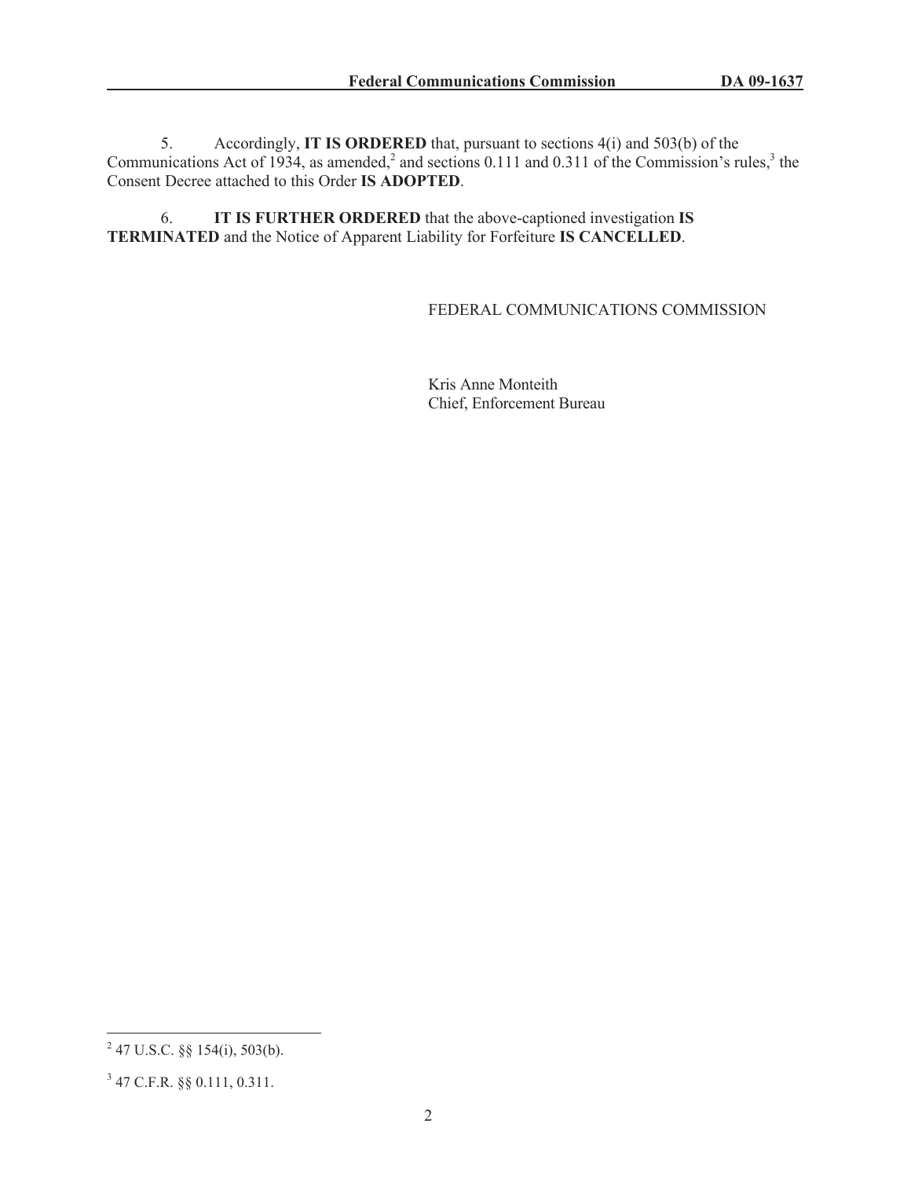5. Accordingly, **IT IS ORDERED** that, pursuant to sections 4(i) and 503(b) of the Communications Act of 1934, as amended,[2] and sections 0.111 and 0.311 of the Commission's rules,[3] the Consent Decree attached to this Order **IS ADOPTED**.

6. **IT IS FURTHER ORDERED** that the above-captioned investigation **IS TERMINATED** and the Notice of Apparent Liability for Forfeiture **IS CANCELLED**.

FEDERAL COMMUNICATIONS COMMISSION

Kris Anne Monteith
Chief, Enforcement Bureau

---

[2] 47 U.S.C. §§ 154(i), 503(b).

[3] 47 C.F.R. §§ 0.111, 0.311.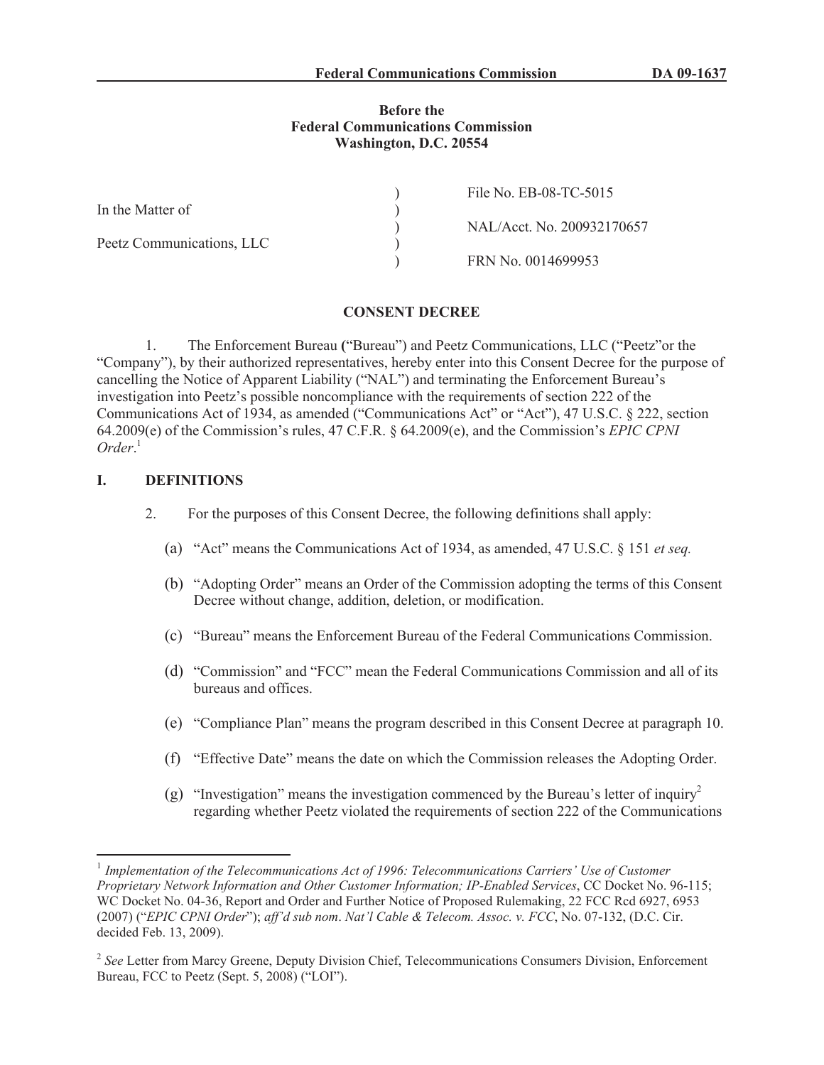**Before the**
**Federal Communications Commission**
**Washington, D.C. 20554**

| | | |
|---|---|---|
| | ) | File No. EB-08-TC-5015 |
| In the Matter of | ) | |
| | ) | NAL/Acct. No. 200932170657 |
| Peetz Communications, LLC | ) | |
| | ) | FRN No. 0014699953 |

## CONSENT DECREE

1. The Enforcement Bureau ("Bureau") and Peetz Communications, LLC ("Peetz"or the "Company"), by their authorized representatives, hereby enter into this Consent Decree for the purpose of cancelling the Notice of Apparent Liability ("NAL") and terminating the Enforcement Bureau's investigation into Peetz's possible noncompliance with the requirements of section 222 of the Communications Act of 1934, as amended ("Communications Act" or "Act"), 47 U.S.C. § 222, section 64.2009(e) of the Commission's rules, 47 C.F.R. § 64.2009(e), and the Commission's *EPIC CPNI Order*.[1]

## I. DEFINITIONS

2. For the purposes of this Consent Decree, the following definitions shall apply:

(a) "Act" means the Communications Act of 1934, as amended, 47 U.S.C. § 151 *et seq.*

(b) "Adopting Order" means an Order of the Commission adopting the terms of this Consent Decree without change, addition, deletion, or modification.

(c) "Bureau" means the Enforcement Bureau of the Federal Communications Commission.

(d) "Commission" and "FCC" mean the Federal Communications Commission and all of its bureaus and offices.

(e) "Compliance Plan" means the program described in this Consent Decree at paragraph 10.

(f) "Effective Date" means the date on which the Commission releases the Adopting Order.

(g) "Investigation" means the investigation commenced by the Bureau's letter of inquiry[2] regarding whether Peetz violated the requirements of section 222 of the Communications

---

[1] *Implementation of the Telecommunications Act of 1996: Telecommunications Carriers' Use of Customer Proprietary Network Information and Other Customer Information; IP-Enabled Services*, CC Docket No. 96-115; WC Docket No. 04-36, Report and Order and Further Notice of Proposed Rulemaking, 22 FCC Rcd 6927, 6953 (2007) ("*EPIC CPNI Order*"); *aff'd sub nom*. *Nat'l Cable & Telecom. Assoc. v. FCC*, No. 07-132, (D.C. Cir. decided Feb. 13, 2009).

[2] *See* Letter from Marcy Greene, Deputy Division Chief, Telecommunications Consumers Division, Enforcement Bureau, FCC to Peetz (Sept. 5, 2008) ("LOI").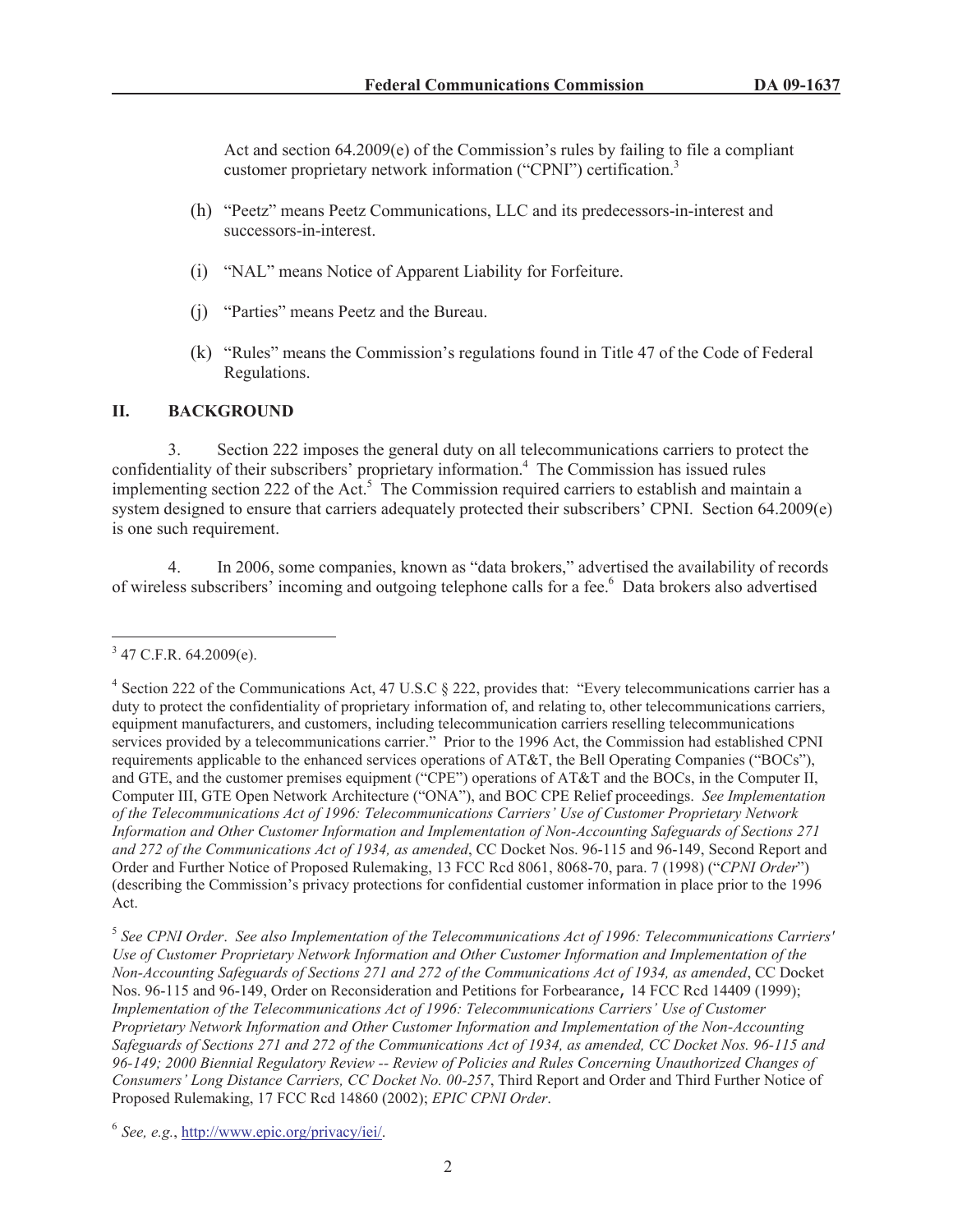Act and section 64.2009(e) of the Commission's rules by failing to file a compliant customer proprietary network information ("CPNI") certification.[3]

(h) "Peetz" means Peetz Communications, LLC and its predecessors-in-interest and successors-in-interest.

(i) "NAL" means Notice of Apparent Liability for Forfeiture.

(j) "Parties" means Peetz and the Bureau.

(k) "Rules" means the Commission's regulations found in Title 47 of the Code of Federal Regulations.

## II. BACKGROUND

3. Section 222 imposes the general duty on all telecommunications carriers to protect the confidentiality of their subscribers' proprietary information.[4] The Commission has issued rules implementing section 222 of the Act.[5] The Commission required carriers to establish and maintain a system designed to ensure that carriers adequately protected their subscribers' CPNI. Section 64.2009(e) is one such requirement.

4. In 2006, some companies, known as "data brokers," advertised the availability of records of wireless subscribers' incoming and outgoing telephone calls for a fee.[6] Data brokers also advertised

---

[3] 47 C.F.R. 64.2009(e).

[4] Section 222 of the Communications Act, 47 U.S.C § 222, provides that: "Every telecommunications carrier has a duty to protect the confidentiality of proprietary information of, and relating to, other telecommunications carriers, equipment manufacturers, and customers, including telecommunication carriers reselling telecommunications services provided by a telecommunications carrier." Prior to the 1996 Act, the Commission had established CPNI requirements applicable to the enhanced services operations of AT&T, the Bell Operating Companies ("BOCs"), and GTE, and the customer premises equipment ("CPE") operations of AT&T and the BOCs, in the Computer II, Computer III, GTE Open Network Architecture ("ONA"), and BOC CPE Relief proceedings. *See Implementation of the Telecommunications Act of 1996: Telecommunications Carriers' Use of Customer Proprietary Network Information and Other Customer Information and Implementation of Non-Accounting Safeguards of Sections 271 and 272 of the Communications Act of 1934, as amended*, CC Docket Nos. 96-115 and 96-149, Second Report and Order and Further Notice of Proposed Rulemaking, 13 FCC Rcd 8061, 8068-70, para. 7 (1998) ("*CPNI Order*") (describing the Commission's privacy protections for confidential customer information in place prior to the 1996 Act.

[5] *See CPNI Order*. *See also Implementation of the Telecommunications Act of 1996: Telecommunications Carriers' Use of Customer Proprietary Network Information and Other Customer Information and Implementation of the Non-Accounting Safeguards of Sections 271 and 272 of the Communications Act of 1934, as amended*, CC Docket Nos. 96-115 and 96-149, Order on Reconsideration and Petitions for Forbearance, 14 FCC Rcd 14409 (1999); *Implementation of the Telecommunications Act of 1996: Telecommunications Carriers' Use of Customer Proprietary Network Information and Other Customer Information and Implementation of the Non-Accounting Safeguards of Sections 271 and 272 of the Communications Act of 1934, as amended, CC Docket Nos. 96-115 and 96-149; 2000 Biennial Regulatory Review -- Review of Policies and Rules Concerning Unauthorized Changes of Consumers' Long Distance Carriers, CC Docket No. 00-257*, Third Report and Order and Third Further Notice of Proposed Rulemaking, 17 FCC Rcd 14860 (2002); *EPIC CPNI Order*.

[6] *See, e.g.*, http://www.epic.org/privacy/iei/.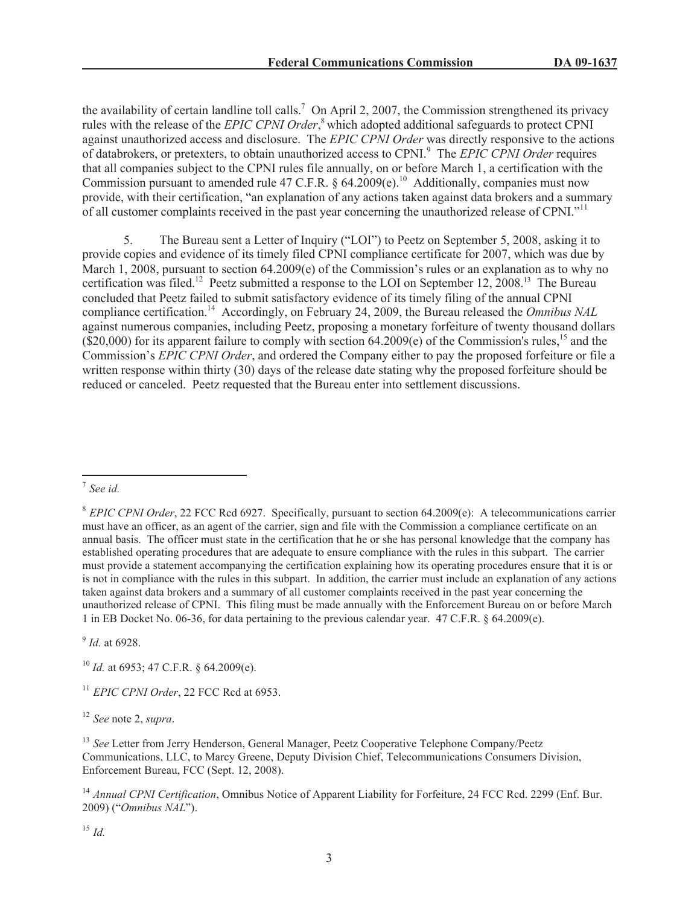the availability of certain landline toll calls.[7] On April 2, 2007, the Commission strengthened its privacy rules with the release of the *EPIC CPNI Order*,[8] which adopted additional safeguards to protect CPNI against unauthorized access and disclosure. The *EPIC CPNI Order* was directly responsive to the actions of databrokers, or pretexters, to obtain unauthorized access to CPNI.[9] The *EPIC CPNI Order* requires that all companies subject to the CPNI rules file annually, on or before March 1, a certification with the Commission pursuant to amended rule 47 C.F.R. § 64.2009(e).[10] Additionally, companies must now provide, with their certification, "an explanation of any actions taken against data brokers and a summary of all customer complaints received in the past year concerning the unauthorized release of CPNI."[11]

5. The Bureau sent a Letter of Inquiry ("LOI") to Peetz on September 5, 2008, asking it to provide copies and evidence of its timely filed CPNI compliance certificate for 2007, which was due by March 1, 2008, pursuant to section 64.2009(e) of the Commission's rules or an explanation as to why no certification was filed.[12] Peetz submitted a response to the LOI on September 12, 2008.[13] The Bureau concluded that Peetz failed to submit satisfactory evidence of its timely filing of the annual CPNI compliance certification.[14] Accordingly, on February 24, 2009, the Bureau released the *Omnibus NAL* against numerous companies, including Peetz, proposing a monetary forfeiture of twenty thousand dollars ($20,000) for its apparent failure to comply with section 64.2009(e) of the Commission's rules,[15] and the Commission's *EPIC CPNI Order*, and ordered the Company either to pay the proposed forfeiture or file a written response within thirty (30) days of the release date stating why the proposed forfeiture should be reduced or canceled. Peetz requested that the Bureau enter into settlement discussions.

---

[7] *See id.*

[8] *EPIC CPNI Order*, 22 FCC Rcd 6927. Specifically, pursuant to section 64.2009(e): A telecommunications carrier must have an officer, as an agent of the carrier, sign and file with the Commission a compliance certificate on an annual basis. The officer must state in the certification that he or she has personal knowledge that the company has established operating procedures that are adequate to ensure compliance with the rules in this subpart. The carrier must provide a statement accompanying the certification explaining how its operating procedures ensure that it is or is not in compliance with the rules in this subpart. In addition, the carrier must include an explanation of any actions taken against data brokers and a summary of all customer complaints received in the past year concerning the unauthorized release of CPNI. This filing must be made annually with the Enforcement Bureau on or before March 1 in EB Docket No. 06-36, for data pertaining to the previous calendar year. 47 C.F.R. § 64.2009(e).

[9] *Id.* at 6928.

[10] *Id.* at 6953; 47 C.F.R. § 64.2009(e).

[11] *EPIC CPNI Order*, 22 FCC Rcd at 6953.

[12] *See* note 2, *supra*.

[13] *See* Letter from Jerry Henderson, General Manager, Peetz Cooperative Telephone Company/Peetz Communications, LLC, to Marcy Greene, Deputy Division Chief, Telecommunications Consumers Division, Enforcement Bureau, FCC (Sept. 12, 2008).

[14] *Annual CPNI Certification*, Omnibus Notice of Apparent Liability for Forfeiture, 24 FCC Rcd. 2299 (Enf. Bur. 2009) ("*Omnibus NAL*").

[15] *Id.*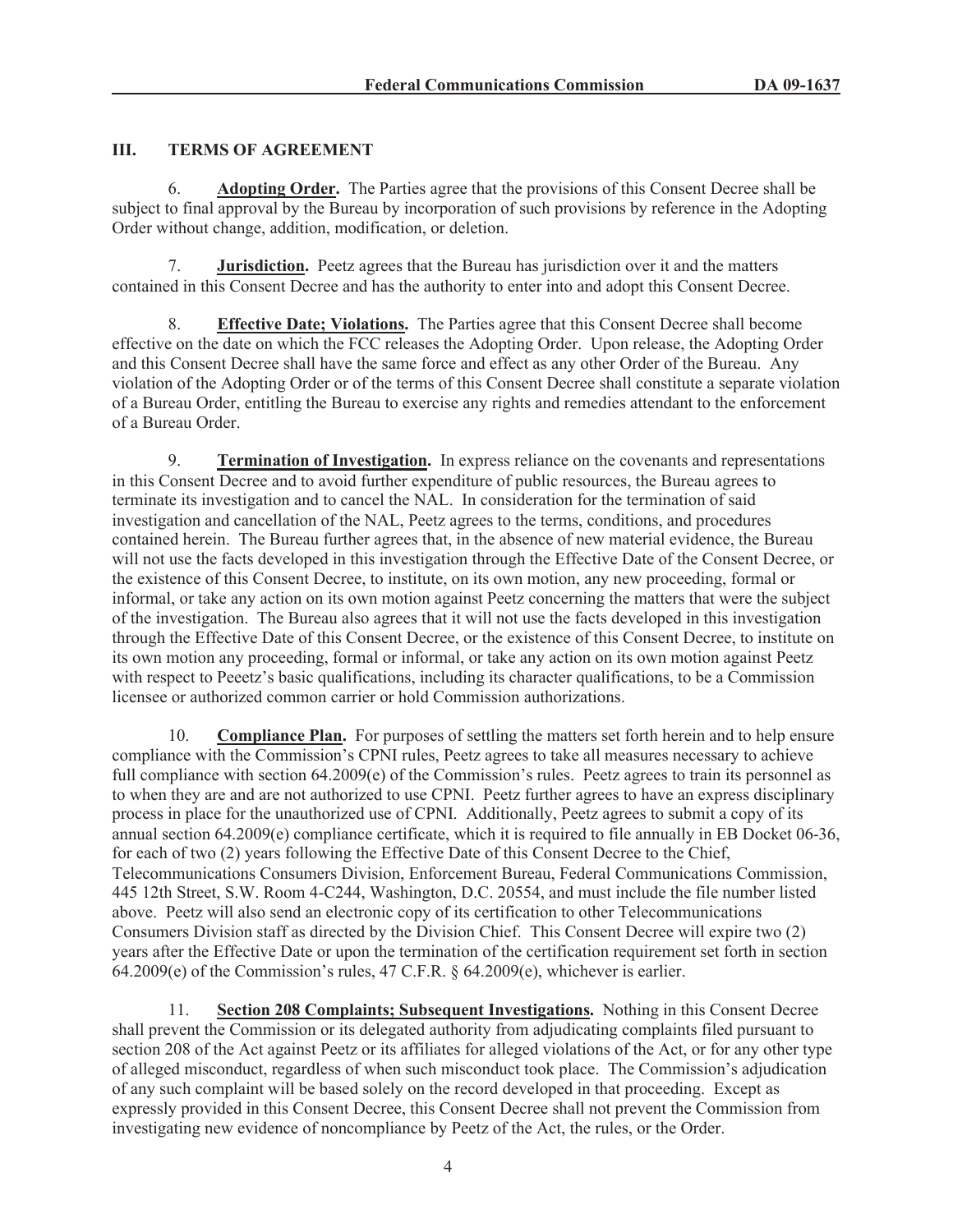## III. TERMS OF AGREEMENT

6. **Adopting Order.** The Parties agree that the provisions of this Consent Decree shall be subject to final approval by the Bureau by incorporation of such provisions by reference in the Adopting Order without change, addition, modification, or deletion.

7. **Jurisdiction.** Peetz agrees that the Bureau has jurisdiction over it and the matters contained in this Consent Decree and has the authority to enter into and adopt this Consent Decree.

8. **Effective Date; Violations.** The Parties agree that this Consent Decree shall become effective on the date on which the FCC releases the Adopting Order. Upon release, the Adopting Order and this Consent Decree shall have the same force and effect as any other Order of the Bureau. Any violation of the Adopting Order or of the terms of this Consent Decree shall constitute a separate violation of a Bureau Order, entitling the Bureau to exercise any rights and remedies attendant to the enforcement of a Bureau Order.

9. **Termination of Investigation.** In express reliance on the covenants and representations in this Consent Decree and to avoid further expenditure of public resources, the Bureau agrees to terminate its investigation and to cancel the NAL. In consideration for the termination of said investigation and cancellation of the NAL, Peetz agrees to the terms, conditions, and procedures contained herein. The Bureau further agrees that, in the absence of new material evidence, the Bureau will not use the facts developed in this investigation through the Effective Date of the Consent Decree, or the existence of this Consent Decree, to institute, on its own motion, any new proceeding, formal or informal, or take any action on its own motion against Peetz concerning the matters that were the subject of the investigation. The Bureau also agrees that it will not use the facts developed in this investigation through the Effective Date of this Consent Decree, or the existence of this Consent Decree, to institute on its own motion any proceeding, formal or informal, or take any action on its own motion against Peetz with respect to Peeetz's basic qualifications, including its character qualifications, to be a Commission licensee or authorized common carrier or hold Commission authorizations.

10. **Compliance Plan.** For purposes of settling the matters set forth herein and to help ensure compliance with the Commission's CPNI rules, Peetz agrees to take all measures necessary to achieve full compliance with section 64.2009(e) of the Commission's rules. Peetz agrees to train its personnel as to when they are and are not authorized to use CPNI. Peetz further agrees to have an express disciplinary process in place for the unauthorized use of CPNI. Additionally, Peetz agrees to submit a copy of its annual section 64.2009(e) compliance certificate, which it is required to file annually in EB Docket 06-36, for each of two (2) years following the Effective Date of this Consent Decree to the Chief, Telecommunications Consumers Division, Enforcement Bureau, Federal Communications Commission, 445 12th Street, S.W. Room 4-C244, Washington, D.C. 20554, and must include the file number listed above. Peetz will also send an electronic copy of its certification to other Telecommunications Consumers Division staff as directed by the Division Chief. This Consent Decree will expire two (2) years after the Effective Date or upon the termination of the certification requirement set forth in section 64.2009(e) of the Commission's rules, 47 C.F.R. § 64.2009(e), whichever is earlier.

11. **Section 208 Complaints; Subsequent Investigations.** Nothing in this Consent Decree shall prevent the Commission or its delegated authority from adjudicating complaints filed pursuant to section 208 of the Act against Peetz or its affiliates for alleged violations of the Act, or for any other type of alleged misconduct, regardless of when such misconduct took place. The Commission's adjudication of any such complaint will be based solely on the record developed in that proceeding. Except as expressly provided in this Consent Decree, this Consent Decree shall not prevent the Commission from investigating new evidence of noncompliance by Peetz of the Act, the rules, or the Order.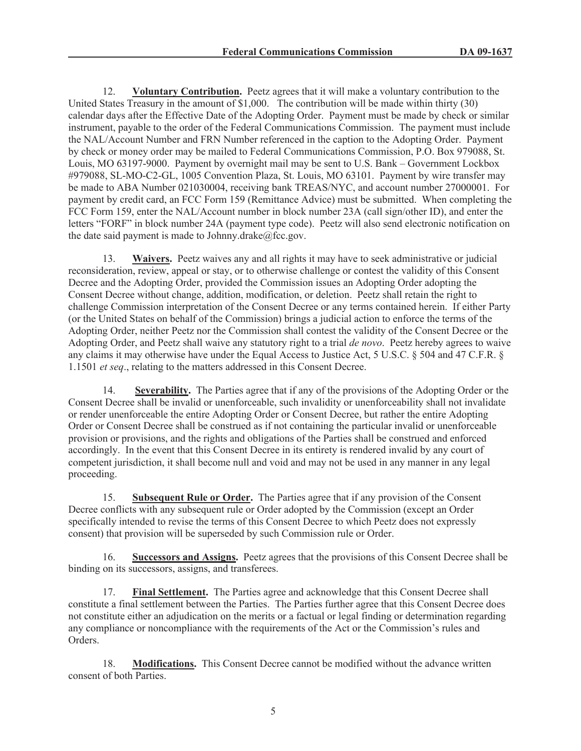12. **Voluntary Contribution.** Peetz agrees that it will make a voluntary contribution to the United States Treasury in the amount of $1,000. The contribution will be made within thirty (30) calendar days after the Effective Date of the Adopting Order. Payment must be made by check or similar instrument, payable to the order of the Federal Communications Commission. The payment must include the NAL/Account Number and FRN Number referenced in the caption to the Adopting Order. Payment by check or money order may be mailed to Federal Communications Commission, P.O. Box 979088, St. Louis, MO 63197-9000. Payment by overnight mail may be sent to U.S. Bank – Government Lockbox #979088, SL-MO-C2-GL, 1005 Convention Plaza, St. Louis, MO 63101. Payment by wire transfer may be made to ABA Number 021030004, receiving bank TREAS/NYC, and account number 27000001. For payment by credit card, an FCC Form 159 (Remittance Advice) must be submitted. When completing the FCC Form 159, enter the NAL/Account number in block number 23A (call sign/other ID), and enter the letters "FORF" in block number 24A (payment type code). Peetz will also send electronic notification on the date said payment is made to Johnny.drake@fcc.gov.

13. **Waivers.** Peetz waives any and all rights it may have to seek administrative or judicial reconsideration, review, appeal or stay, or to otherwise challenge or contest the validity of this Consent Decree and the Adopting Order, provided the Commission issues an Adopting Order adopting the Consent Decree without change, addition, modification, or deletion. Peetz shall retain the right to challenge Commission interpretation of the Consent Decree or any terms contained herein. If either Party (or the United States on behalf of the Commission) brings a judicial action to enforce the terms of the Adopting Order, neither Peetz nor the Commission shall contest the validity of the Consent Decree or the Adopting Order, and Peetz shall waive any statutory right to a trial *de novo*. Peetz hereby agrees to waive any claims it may otherwise have under the Equal Access to Justice Act, 5 U.S.C. § 504 and 47 C.F.R. § 1.1501 *et seq*., relating to the matters addressed in this Consent Decree.

14. **Severability.** The Parties agree that if any of the provisions of the Adopting Order or the Consent Decree shall be invalid or unenforceable, such invalidity or unenforceability shall not invalidate or render unenforceable the entire Adopting Order or Consent Decree, but rather the entire Adopting Order or Consent Decree shall be construed as if not containing the particular invalid or unenforceable provision or provisions, and the rights and obligations of the Parties shall be construed and enforced accordingly. In the event that this Consent Decree in its entirety is rendered invalid by any court of competent jurisdiction, it shall become null and void and may not be used in any manner in any legal proceeding.

15. **Subsequent Rule or Order.** The Parties agree that if any provision of the Consent Decree conflicts with any subsequent rule or Order adopted by the Commission (except an Order specifically intended to revise the terms of this Consent Decree to which Peetz does not expressly consent) that provision will be superseded by such Commission rule or Order.

16. **Successors and Assigns.** Peetz agrees that the provisions of this Consent Decree shall be binding on its successors, assigns, and transferees.

17. **Final Settlement.** The Parties agree and acknowledge that this Consent Decree shall constitute a final settlement between the Parties. The Parties further agree that this Consent Decree does not constitute either an adjudication on the merits or a factual or legal finding or determination regarding any compliance or noncompliance with the requirements of the Act or the Commission's rules and Orders.

18. **Modifications.** This Consent Decree cannot be modified without the advance written consent of both Parties.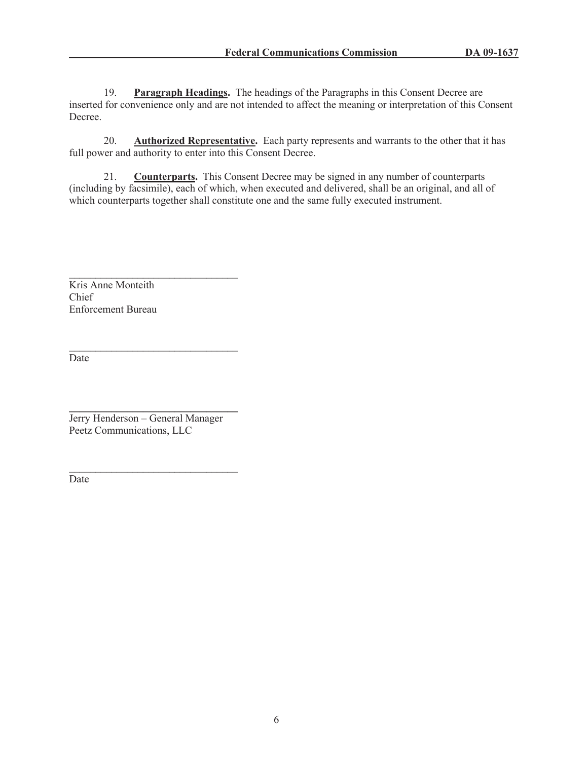19. **Paragraph Headings.** The headings of the Paragraphs in this Consent Decree are inserted for convenience only and are not intended to affect the meaning or interpretation of this Consent Decree.

20. **Authorized Representative.** Each party represents and warrants to the other that it has full power and authority to enter into this Consent Decree.

21. **Counterparts.** This Consent Decree may be signed in any number of counterparts (including by facsimile), each of which, when executed and delivered, shall be an original, and all of which counterparts together shall constitute one and the same fully executed instrument.

\_\_\_\_\_\_\_\_\_\_\_\_\_\_\_\_\_\_\_\_\_\_\_\_\_\_\_\_\_\_\_\_
Kris Anne Monteith
Chief
Enforcement Bureau

\_\_\_\_\_\_\_\_\_\_\_\_\_\_\_\_\_\_\_\_\_\_\_\_\_\_\_\_\_\_\_\_
Date

\_\_\_\_\_\_\_\_\_\_\_\_\_\_\_\_\_\_\_\_\_\_\_\_\_\_\_\_\_\_\_\_
Jerry Henderson – General Manager
Peetz Communications, LLC

\_\_\_\_\_\_\_\_\_\_\_\_\_\_\_\_\_\_\_\_\_\_\_\_\_\_\_\_\_\_\_\_
Date